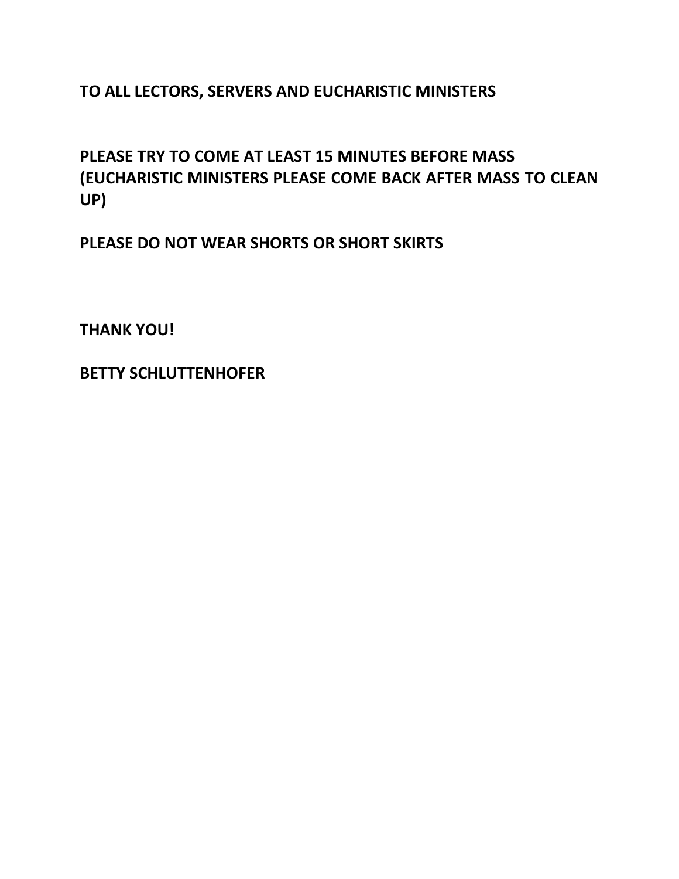**TO ALL LECTORS, SERVERS AND EUCHARISTIC MINISTERS**

**PLEASE TRY TO COME AT LEAST 15 MINUTES BEFORE MASS (EUCHARISTIC MINISTERS PLEASE COME BACK AFTER MASS TO CLEAN UP)**

**PLEASE DO NOT WEAR SHORTS OR SHORT SKIRTS**

**THANK YOU!**

**BETTY SCHLUTTENHOFER**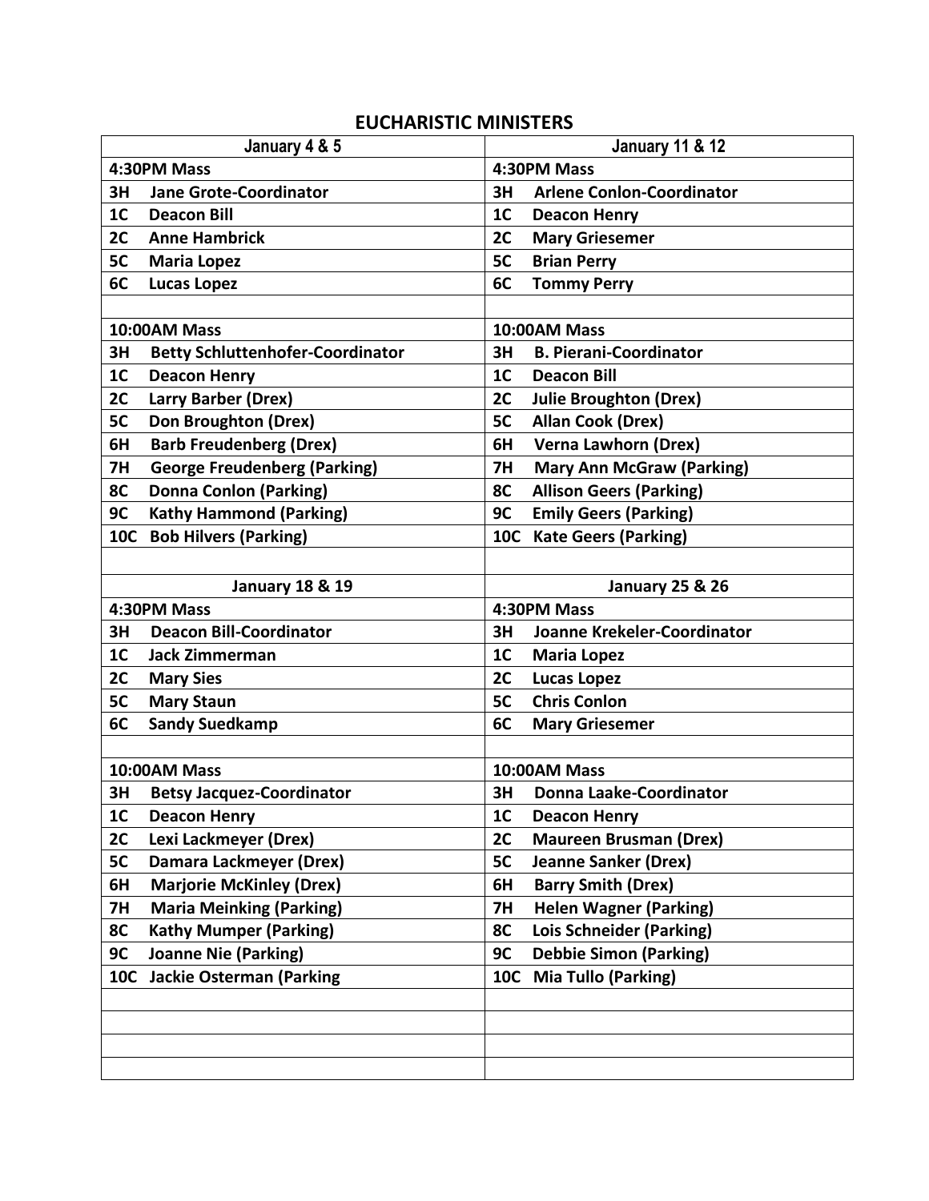## EUCHARISTIC MINISTERS

| January 4 & 5 | January 11 & 12 |
|---|---|
| **4:30PM Mass** | **4:30PM Mass** |
| **3H Jane Grote-Coordinator** | **3H Arlene Conlon-Coordinator** |
| **1C Deacon Bill** | **1C Deacon Henry** |
| **2C Anne Hambrick** | **2C Mary Griesemer** |
| **5C Maria Lopez** | **5C Brian Perry** |
| **6C Lucas Lopez** | **6C Tommy Perry** |
| | |
| **10:00AM Mass** | **10:00AM Mass** |
| **3H Betty Schluttenhofer-Coordinator** | **3H B. Pierani-Coordinator** |
| **1C Deacon Henry** | **1C Deacon Bill** |
| **2C Larry Barber (Drex)** | **2C Julie Broughton (Drex)** |
| **5C Don Broughton (Drex)** | **5C Allan Cook (Drex)** |
| **6H Barb Freudenberg (Drex)** | **6H Verna Lawhorn (Drex)** |
| **7H George Freudenberg (Parking)** | **7H Mary Ann McGraw (Parking)** |
| **8C Donna Conlon (Parking)** | **8C Allison Geers (Parking)** |
| **9C Kathy Hammond (Parking)** | **9C Emily Geers (Parking)** |
| **10C Bob Hilvers (Parking)** | **10C Kate Geers (Parking)** |
| | |
| **January 18 & 19** | **January 25 & 26** |
| **4:30PM Mass** | **4:30PM Mass** |
| **3H Deacon Bill-Coordinator** | **3H Joanne Krekeler-Coordinator** |
| **1C Jack Zimmerman** | **1C Maria Lopez** |
| **2C Mary Sies** | **2C Lucas Lopez** |
| **5C Mary Staun** | **5C Chris Conlon** |
| **6C Sandy Suedkamp** | **6C Mary Griesemer** |
| | |
| **10:00AM Mass** | **10:00AM Mass** |
| **3H Betsy Jacquez-Coordinator** | **3H Donna Laake-Coordinator** |
| **1C Deacon Henry** | **1C Deacon Henry** |
| **2C Lexi Lackmeyer (Drex)** | **2C Maureen Brusman (Drex)** |
| **5C Damara Lackmeyer (Drex)** | **5C Jeanne Sanker (Drex)** |
| **6H Marjorie McKinley (Drex)** | **6H Barry Smith (Drex)** |
| **7H Maria Meinking (Parking)** | **7H Helen Wagner (Parking)** |
| **8C Kathy Mumper (Parking)** | **8C Lois Schneider (Parking)** |
| **9C Joanne Nie (Parking)** | **9C Debbie Simon (Parking)** |
| **10C Jackie Osterman (Parking** | **10C Mia Tullo (Parking)** |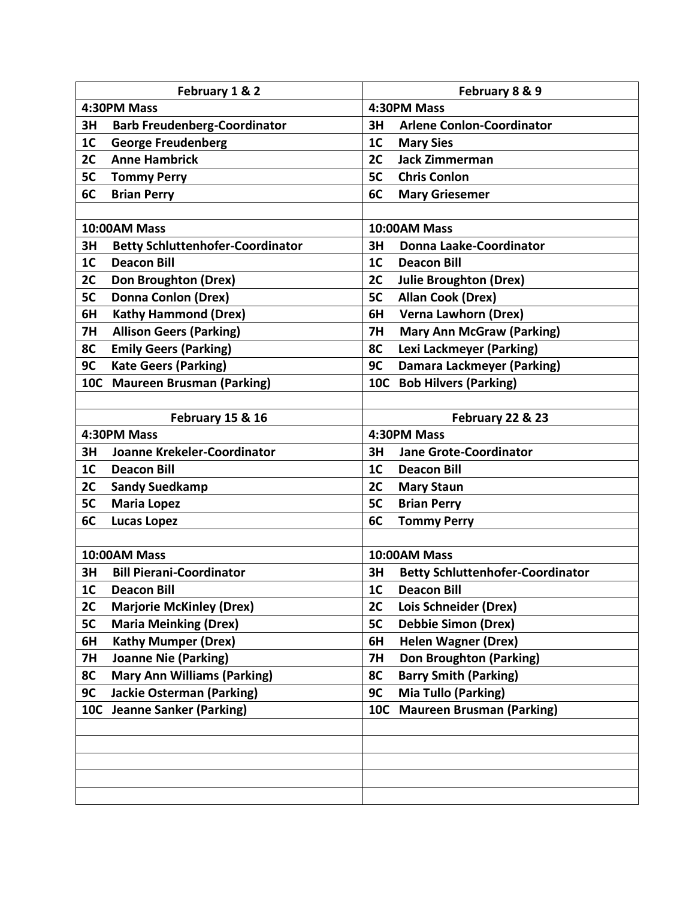| February 1 & 2 | February 8 & 9 |
|---|---|
| **4:30PM Mass** | **4:30PM Mass** |
| **3H Barb Freudenberg-Coordinator** | **3H Arlene Conlon-Coordinator** |
| **1C George Freudenberg** | **1C Mary Sies** |
| **2C Anne Hambrick** | **2C Jack Zimmerman** |
| **5C Tommy Perry** | **5C Chris Conlon** |
| **6C Brian Perry** | **6C Mary Griesemer** |
| | |
| **10:00AM Mass** | **10:00AM Mass** |
| **3H Betty Schluttenhofer-Coordinator** | **3H Donna Laake-Coordinator** |
| **1C Deacon Bill** | **1C Deacon Bill** |
| **2C Don Broughton (Drex)** | **2C Julie Broughton (Drex)** |
| **5C Donna Conlon (Drex)** | **5C Allan Cook (Drex)** |
| **6H Kathy Hammond (Drex)** | **6H Verna Lawhorn (Drex)** |
| **7H Allison Geers (Parking)** | **7H Mary Ann McGraw (Parking)** |
| **8C Emily Geers (Parking)** | **8C Lexi Lackmeyer (Parking)** |
| **9C Kate Geers (Parking)** | **9C Damara Lackmeyer (Parking)** |
| **10C Maureen Brusman (Parking)** | **10C Bob Hilvers (Parking)** |
| | |
| **February 15 & 16** | **February 22 & 23** |
| **4:30PM Mass** | **4:30PM Mass** |
| **3H Joanne Krekeler-Coordinator** | **3H Jane Grote-Coordinator** |
| **1C Deacon Bill** | **1C Deacon Bill** |
| **2C Sandy Suedkamp** | **2C Mary Staun** |
| **5C Maria Lopez** | **5C Brian Perry** |
| **6C Lucas Lopez** | **6C Tommy Perry** |
| | |
| **10:00AM Mass** | **10:00AM Mass** |
| **3H Bill Pierani-Coordinator** | **3H Betty Schluttenhofer-Coordinator** |
| **1C Deacon Bill** | **1C Deacon Bill** |
| **2C Marjorie McKinley (Drex)** | **2C Lois Schneider (Drex)** |
| **5C Maria Meinking (Drex)** | **5C Debbie Simon (Drex)** |
| **6H Kathy Mumper (Drex)** | **6H Helen Wagner (Drex)** |
| **7H Joanne Nie (Parking)** | **7H Don Broughton (Parking)** |
| **8C Mary Ann Williams (Parking)** | **8C Barry Smith (Parking)** |
| **9C Jackie Osterman (Parking)** | **9C Mia Tullo (Parking)** |
| **10C Jeanne Sanker (Parking)** | **10C Maureen Brusman (Parking)** |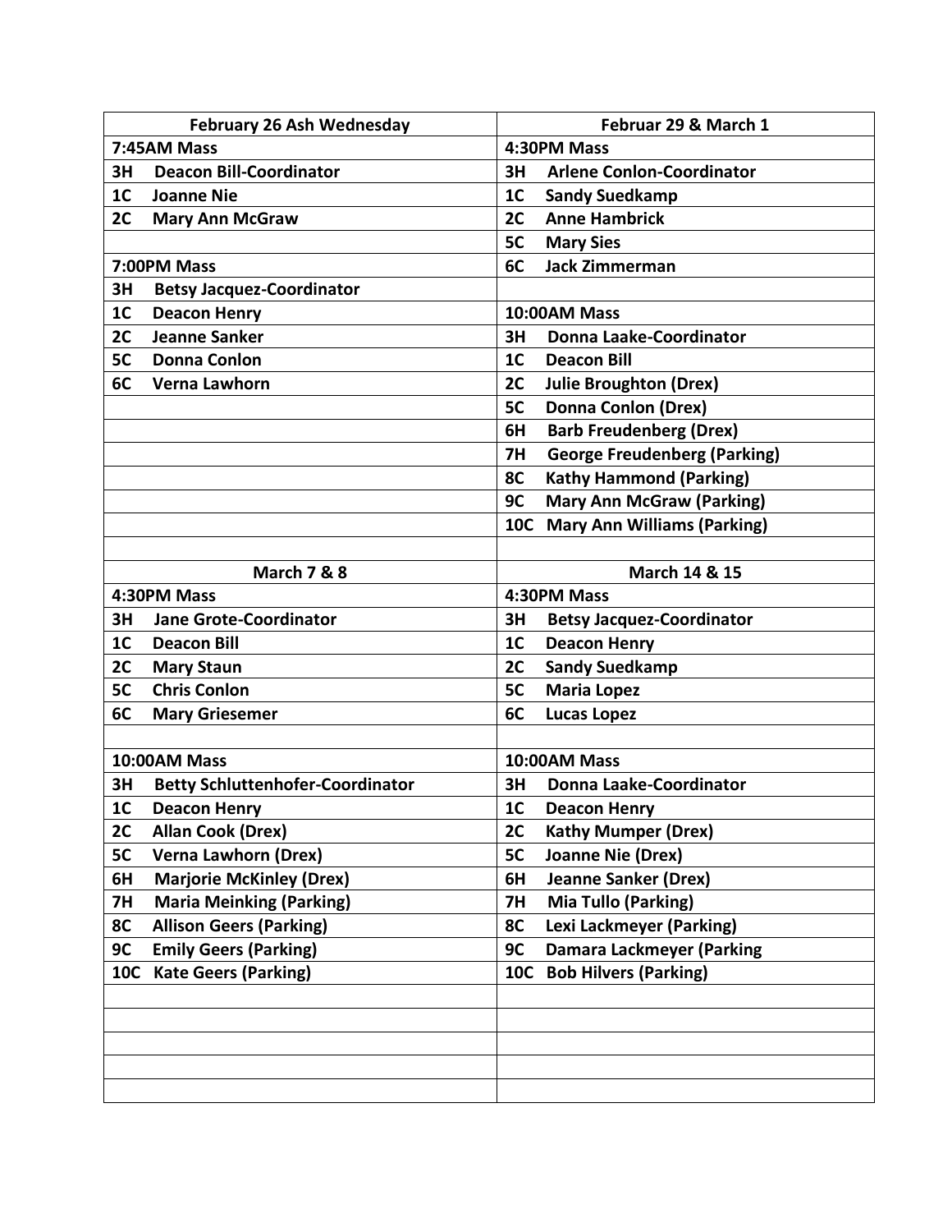| February 26 Ash Wednesday | Februar 29 & March 1 |
|---|---|
| **7:45AM Mass** | **4:30PM Mass** |
| 3H Deacon Bill-Coordinator | 3H Arlene Conlon-Coordinator |
| 1C Joanne Nie | 1C Sandy Suedkamp |
| 2C Mary Ann McGraw | 2C Anne Hambrick |
| | 5C Mary Sies |
| **7:00PM Mass** | 6C Jack Zimmerman |
| 3H Betsy Jacquez-Coordinator | |
| 1C Deacon Henry | **10:00AM Mass** |
| 2C Jeanne Sanker | 3H Donna Laake-Coordinator |
| 5C Donna Conlon | 1C Deacon Bill |
| 6C Verna Lawhorn | 2C Julie Broughton (Drex) |
| | 5C Donna Conlon (Drex) |
| | 6H Barb Freudenberg (Drex) |
| | 7H George Freudenberg (Parking) |
| | 8C Kathy Hammond (Parking) |
| | 9C Mary Ann McGraw (Parking) |
| | 10C Mary Ann Williams (Parking) |
| | |
| **March 7 & 8** | **March 14 & 15** |
| **4:30PM Mass** | **4:30PM Mass** |
| 3H Jane Grote-Coordinator | 3H Betsy Jacquez-Coordinator |
| 1C Deacon Bill | 1C Deacon Henry |
| 2C Mary Staun | 2C Sandy Suedkamp |
| 5C Chris Conlon | 5C Maria Lopez |
| 6C Mary Griesemer | 6C Lucas Lopez |
| | |
| **10:00AM Mass** | **10:00AM Mass** |
| 3H Betty Schluttenhofer-Coordinator | 3H Donna Laake-Coordinator |
| 1C Deacon Henry | 1C Deacon Henry |
| 2C Allan Cook (Drex) | 2C Kathy Mumper (Drex) |
| 5C Verna Lawhorn (Drex) | 5C Joanne Nie (Drex) |
| 6H Marjorie McKinley (Drex) | 6H Jeanne Sanker (Drex) |
| 7H Maria Meinking (Parking) | 7H Mia Tullo (Parking) |
| 8C Allison Geers (Parking) | 8C Lexi Lackmeyer (Parking) |
| 9C Emily Geers (Parking) | 9C Damara Lackmeyer (Parking |
| 10C Kate Geers (Parking) | 10C Bob Hilvers (Parking) |
| | |
| | |
| | |
| | |
| | |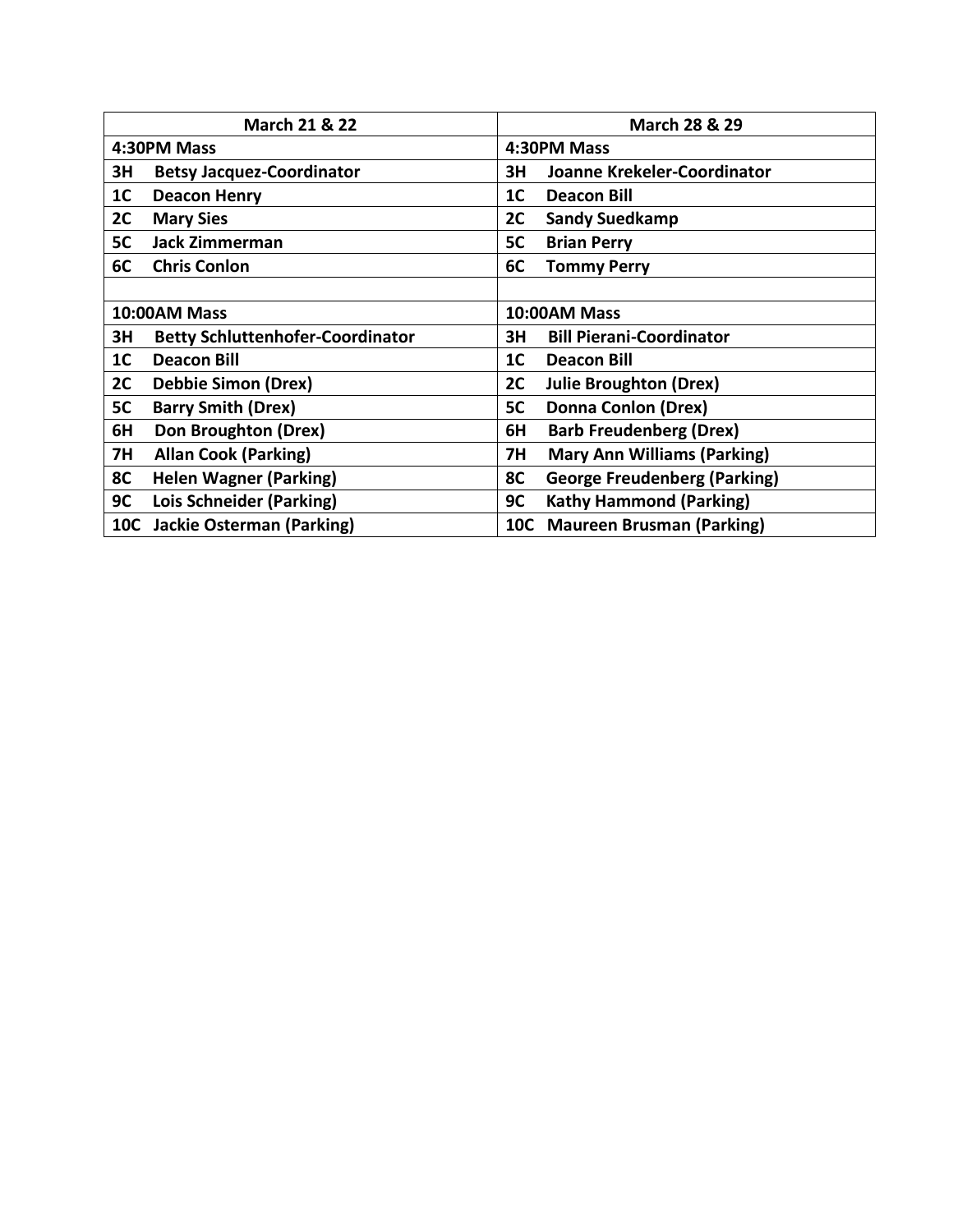| **March 21 & 22** | **March 28 & 29** |
|---|---|
| **4:30PM Mass** | **4:30PM Mass** |
| **3H Betsy Jacquez-Coordinator** | **3H Joanne Krekeler-Coordinator** |
| **1C Deacon Henry** | **1C Deacon Bill** |
| **2C Mary Sies** | **2C Sandy Suedkamp** |
| **5C Jack Zimmerman** | **5C Brian Perry** |
| **6C Chris Conlon** | **6C Tommy Perry** |
| | |
| **10:00AM Mass** | **10:00AM Mass** |
| **3H Betty Schluttenhofer-Coordinator** | **3H Bill Pierani-Coordinator** |
| **1C Deacon Bill** | **1C Deacon Bill** |
| **2C Debbie Simon (Drex)** | **2C Julie Broughton (Drex)** |
| **5C Barry Smith (Drex)** | **5C Donna Conlon (Drex)** |
| **6H Don Broughton (Drex)** | **6H Barb Freudenberg (Drex)** |
| **7H Allan Cook (Parking)** | **7H Mary Ann Williams (Parking)** |
| **8C Helen Wagner (Parking)** | **8C George Freudenberg (Parking)** |
| **9C Lois Schneider (Parking)** | **9C Kathy Hammond (Parking)** |
| **10C Jackie Osterman (Parking)** | **10C Maureen Brusman (Parking)** |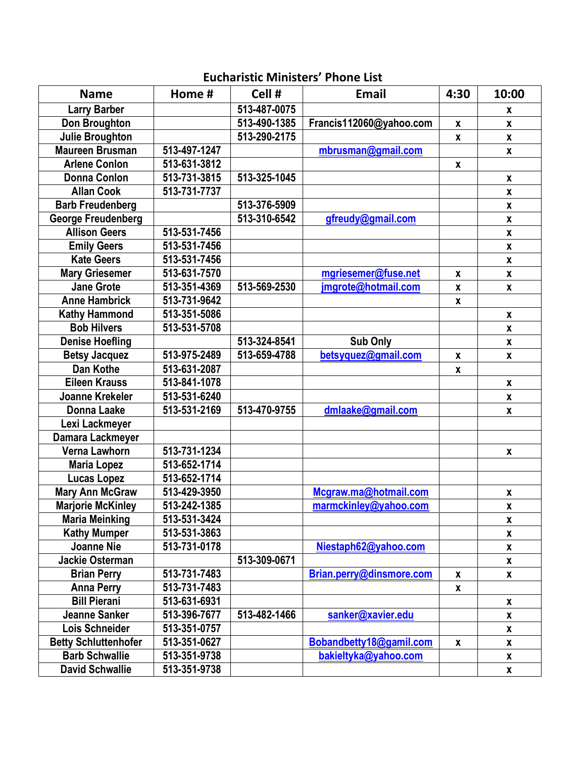## Eucharistic Ministers' Phone List

| Name | Home # | Cell # | Email | 4:30 | 10:00 |
|---|---|---|---|---|---|
| Larry Barber | | 513-487-0075 | | | x |
| Don Broughton | | 513-490-1385 | Francis112060@yahoo.com | x | x |
| Julie Broughton | | 513-290-2175 | | x | x |
| Maureen Brusman | 513-497-1247 | | mbrusman@gmail.com | | x |
| Arlene Conlon | 513-631-3812 | | | x | |
| Donna Conlon | 513-731-3815 | 513-325-1045 | | | x |
| Allan Cook | 513-731-7737 | | | | x |
| Barb Freudenberg | | 513-376-5909 | | | x |
| George Freudenberg | | 513-310-6542 | gfreudy@gmail.com | | x |
| Allison Geers | 513-531-7456 | | | | x |
| Emily Geers | 513-531-7456 | | | | x |
| Kate Geers | 513-531-7456 | | | | x |
| Mary Griesemer | 513-631-7570 | | mgriesemer@fuse.net | x | x |
| Jane Grote | 513-351-4369 | 513-569-2530 | jmgrote@hotmail.com | x | x |
| Anne Hambrick | 513-731-9642 | | | x | |
| Kathy Hammond | 513-351-5086 | | | | x |
| Bob Hilvers | 513-531-5708 | | | | x |
| Denise Hoefling | | 513-324-8541 | Sub Only | | x |
| Betsy Jacquez | 513-975-2489 | 513-659-4788 | betsyquez@gmail.com | x | x |
| Dan Kothe | 513-631-2087 | | | x | |
| Eileen Krauss | 513-841-1078 | | | | x |
| Joanne Krekeler | 513-531-6240 | | | | x |
| Donna Laake | 513-531-2169 | 513-470-9755 | dmlaake@gmail.com | | x |
| Lexi Lackmeyer | | | | | |
| Damara Lackmeyer | | | | | |
| Verna Lawhorn | 513-731-1234 | | | | x |
| Maria Lopez | 513-652-1714 | | | | |
| Lucas Lopez | 513-652-1714 | | | | |
| Mary Ann McGraw | 513-429-3950 | | Mcgraw.ma@hotmail.com | | x |
| Marjorie McKinley | 513-242-1385 | | marmckinley@yahoo.com | | x |
| Maria Meinking | 513-531-3424 | | | | x |
| Kathy Mumper | 513-531-3863 | | | | x |
| Joanne Nie | 513-731-0178 | | Niestaph62@yahoo.com | | x |
| Jackie Osterman | | 513-309-0671 | | | x |
| Brian Perry | 513-731-7483 | | Brian.perry@dinsmore.com | x | x |
| Anna Perry | 513-731-7483 | | | x | |
| Bill Pierani | 513-631-6931 | | | | x |
| Jeanne Sanker | 513-396-7677 | 513-482-1466 | sanker@xavier.edu | | x |
| Lois Schneider | 513-351-0757 | | | | x |
| Betty Schluttenhofer | 513-351-0627 | | Bobandbetty18@gamil.com | x | x |
| Barb Schwallie | 513-351-9738 | | bakieltyka@yahoo.com | | x |
| David Schwallie | 513-351-9738 | | | | x |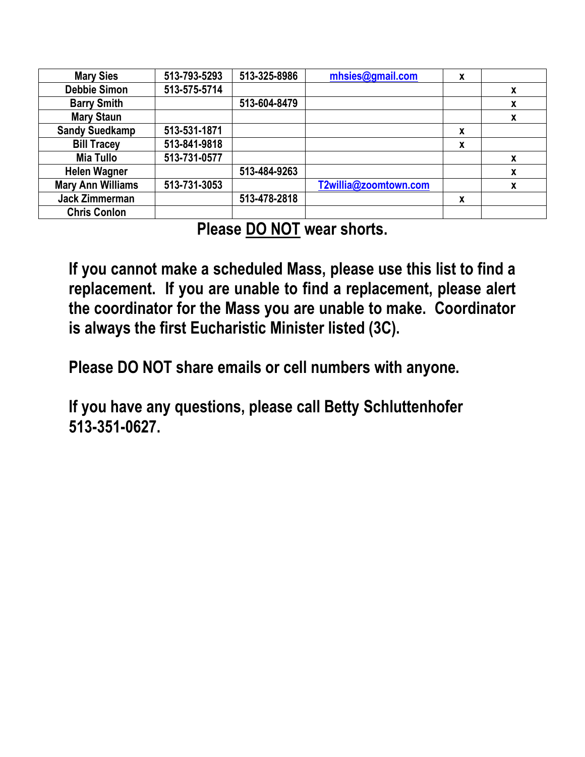| | | | | | |
|---|---|---|---|---|---|
| **Mary Sies** | **513-793-5293** | **513-325-8986** | **mhsies@gmail.com** | **x** | |
| **Debbie Simon** | **513-575-5714** | | | | **x** |
| **Barry Smith** | | **513-604-8479** | | | **x** |
| **Mary Staun** | | | | | **x** |
| **Sandy Suedkamp** | **513-531-1871** | | | **x** | |
| **Bill Tracey** | **513-841-9818** | | | **x** | |
| **Mia Tullo** | **513-731-0577** | | | | **x** |
| **Helen Wagner** | | **513-484-9263** | | | **x** |
| **Mary Ann Williams** | **513-731-3053** | | **T2willia@zoomtown.com** | | **x** |
| **Jack Zimmerman** | | **513-478-2818** | | **x** | |
| **Chris Conlon** | | | | | |

**Please DO NOT wear shorts.**

**If you cannot make a scheduled Mass, please use this list to find a replacement. If you are unable to find a replacement, please alert the coordinator for the Mass you are unable to make. Coordinator is always the first Eucharistic Minister listed (3C).**

**Please DO NOT share emails or cell numbers with anyone.**

**If you have any questions, please call Betty Schluttenhofer 513-351-0627.**